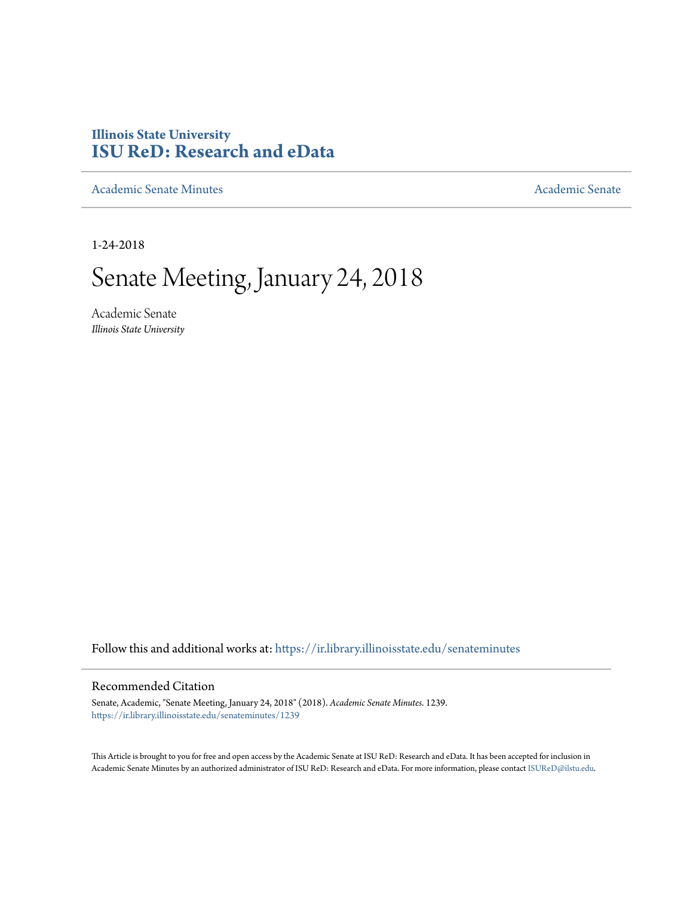**Illinois State University**
**ISU ReD: Research and eData**

Academic Senate Minutes | Academic Senate

1-24-2018

# Senate Meeting, January 24, 2018

Academic Senate
*Illinois State University*

Follow this and additional works at: https://ir.library.illinoisstate.edu/senateminutes

## Recommended Citation

Senate, Academic, "Senate Meeting, January 24, 2018" (2018). *Academic Senate Minutes*. 1239.
https://ir.library.illinoisstate.edu/senateminutes/1239

This Article is brought to you for free and open access by the Academic Senate at ISU ReD: Research and eData. It has been accepted for inclusion in Academic Senate Minutes by an authorized administrator of ISU ReD: Research and eData. For more information, please contact ISUReD@ilstu.edu.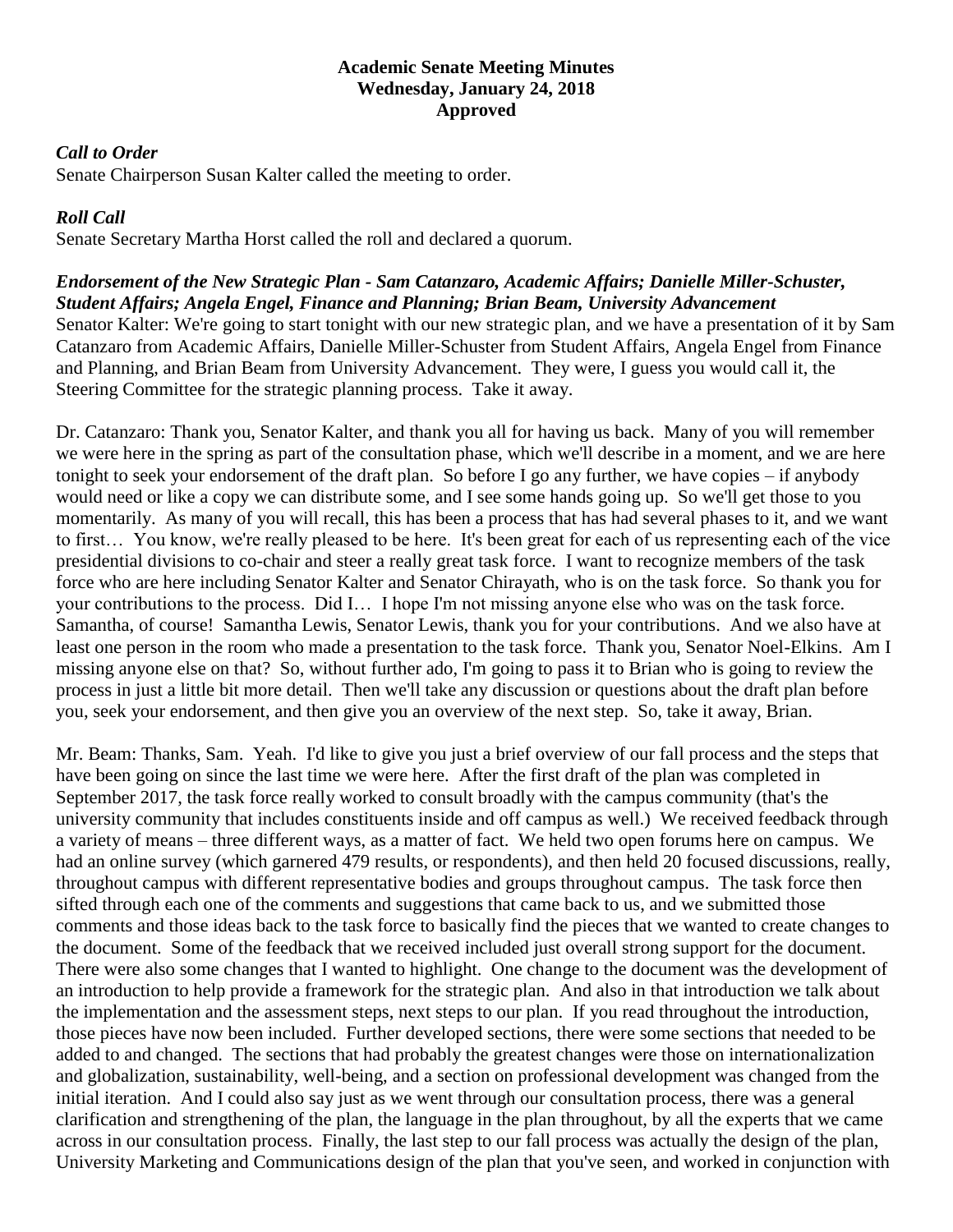**Academic Senate Meeting Minutes**
**Wednesday, January 24, 2018**
**Approved**

***Call to Order***

Senate Chairperson Susan Kalter called the meeting to order.

***Roll Call***

Senate Secretary Martha Horst called the roll and declared a quorum.

***Endorsement of the New Strategic Plan - Sam Catanzaro, Academic Affairs; Danielle Miller-Schuster, Student Affairs; Angela Engel, Finance and Planning; Brian Beam, University Advancement***

Senator Kalter: We're going to start tonight with our new strategic plan, and we have a presentation of it by Sam Catanzaro from Academic Affairs, Danielle Miller-Schuster from Student Affairs, Angela Engel from Finance and Planning, and Brian Beam from University Advancement. They were, I guess you would call it, the Steering Committee for the strategic planning process. Take it away.

Dr. Catanzaro: Thank you, Senator Kalter, and thank you all for having us back. Many of you will remember we were here in the spring as part of the consultation phase, which we'll describe in a moment, and we are here tonight to seek your endorsement of the draft plan. So before I go any further, we have copies – if anybody would need or like a copy we can distribute some, and I see some hands going up. So we'll get those to you momentarily. As many of you will recall, this has been a process that has had several phases to it, and we want to first… You know, we're really pleased to be here. It's been great for each of us representing each of the vice presidential divisions to co-chair and steer a really great task force. I want to recognize members of the task force who are here including Senator Kalter and Senator Chirayath, who is on the task force. So thank you for your contributions to the process. Did I… I hope I'm not missing anyone else who was on the task force. Samantha, of course! Samantha Lewis, Senator Lewis, thank you for your contributions. And we also have at least one person in the room who made a presentation to the task force. Thank you, Senator Noel-Elkins. Am I missing anyone else on that? So, without further ado, I'm going to pass it to Brian who is going to review the process in just a little bit more detail. Then we'll take any discussion or questions about the draft plan before you, seek your endorsement, and then give you an overview of the next step. So, take it away, Brian.

Mr. Beam: Thanks, Sam. Yeah. I'd like to give you just a brief overview of our fall process and the steps that have been going on since the last time we were here. After the first draft of the plan was completed in September 2017, the task force really worked to consult broadly with the campus community (that's the university community that includes constituents inside and off campus as well.) We received feedback through a variety of means – three different ways, as a matter of fact. We held two open forums here on campus. We had an online survey (which garnered 479 results, or respondents), and then held 20 focused discussions, really, throughout campus with different representative bodies and groups throughout campus. The task force then sifted through each one of the comments and suggestions that came back to us, and we submitted those comments and those ideas back to the task force to basically find the pieces that we wanted to create changes to the document. Some of the feedback that we received included just overall strong support for the document. There were also some changes that I wanted to highlight. One change to the document was the development of an introduction to help provide a framework for the strategic plan. And also in that introduction we talk about the implementation and the assessment steps, next steps to our plan. If you read throughout the introduction, those pieces have now been included. Further developed sections, there were some sections that needed to be added to and changed. The sections that had probably the greatest changes were those on internationalization and globalization, sustainability, well-being, and a section on professional development was changed from the initial iteration. And I could also say just as we went through our consultation process, there was a general clarification and strengthening of the plan, the language in the plan throughout, by all the experts that we came across in our consultation process. Finally, the last step to our fall process was actually the design of the plan, University Marketing and Communications design of the plan that you've seen, and worked in conjunction with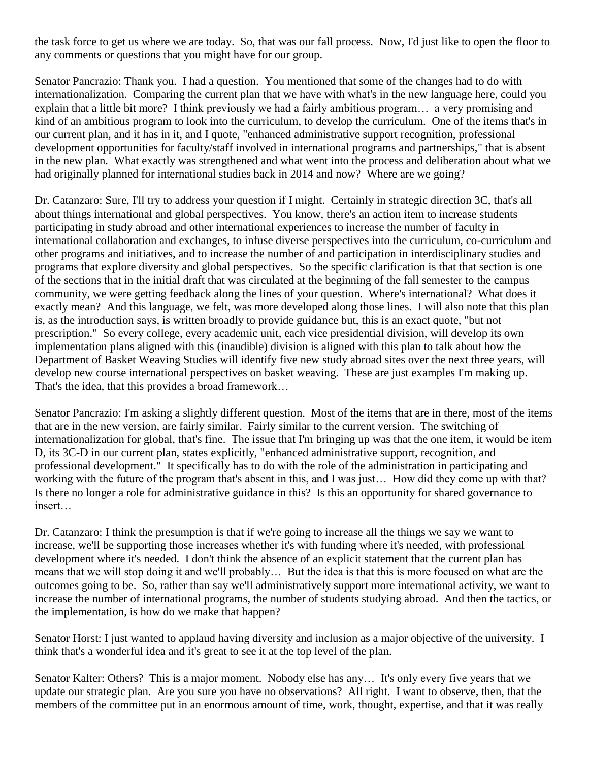the task force to get us where we are today. So, that was our fall process. Now, I'd just like to open the floor to any comments or questions that you might have for our group.

Senator Pancrazio: Thank you. I had a question. You mentioned that some of the changes had to do with internationalization. Comparing the current plan that we have with what's in the new language here, could you explain that a little bit more? I think previously we had a fairly ambitious program… a very promising and kind of an ambitious program to look into the curriculum, to develop the curriculum. One of the items that's in our current plan, and it has in it, and I quote, "enhanced administrative support recognition, professional development opportunities for faculty/staff involved in international programs and partnerships," that is absent in the new plan. What exactly was strengthened and what went into the process and deliberation about what we had originally planned for international studies back in 2014 and now? Where are we going?

Dr. Catanzaro: Sure, I'll try to address your question if I might. Certainly in strategic direction 3C, that's all about things international and global perspectives. You know, there's an action item to increase students participating in study abroad and other international experiences to increase the number of faculty in international collaboration and exchanges, to infuse diverse perspectives into the curriculum, co-curriculum and other programs and initiatives, and to increase the number of and participation in interdisciplinary studies and programs that explore diversity and global perspectives. So the specific clarification is that that section is one of the sections that in the initial draft that was circulated at the beginning of the fall semester to the campus community, we were getting feedback along the lines of your question. Where's international? What does it exactly mean? And this language, we felt, was more developed along those lines. I will also note that this plan is, as the introduction says, is written broadly to provide guidance but, this is an exact quote, "but not prescription." So every college, every academic unit, each vice presidential division, will develop its own implementation plans aligned with this (inaudible) division is aligned with this plan to talk about how the Department of Basket Weaving Studies will identify five new study abroad sites over the next three years, will develop new course international perspectives on basket weaving. These are just examples I'm making up. That's the idea, that this provides a broad framework…

Senator Pancrazio: I'm asking a slightly different question. Most of the items that are in there, most of the items that are in the new version, are fairly similar. Fairly similar to the current version. The switching of internationalization for global, that's fine. The issue that I'm bringing up was that the one item, it would be item D, its 3C-D in our current plan, states explicitly, "enhanced administrative support, recognition, and professional development." It specifically has to do with the role of the administration in participating and working with the future of the program that's absent in this, and I was just… How did they come up with that? Is there no longer a role for administrative guidance in this? Is this an opportunity for shared governance to insert…

Dr. Catanzaro: I think the presumption is that if we're going to increase all the things we say we want to increase, we'll be supporting those increases whether it's with funding where it's needed, with professional development where it's needed. I don't think the absence of an explicit statement that the current plan has means that we will stop doing it and we'll probably… But the idea is that this is more focused on what are the outcomes going to be. So, rather than say we'll administratively support more international activity, we want to increase the number of international programs, the number of students studying abroad. And then the tactics, or the implementation, is how do we make that happen?

Senator Horst: I just wanted to applaud having diversity and inclusion as a major objective of the university. I think that's a wonderful idea and it's great to see it at the top level of the plan.

Senator Kalter: Others? This is a major moment. Nobody else has any… It's only every five years that we update our strategic plan. Are you sure you have no observations? All right. I want to observe, then, that the members of the committee put in an enormous amount of time, work, thought, expertise, and that it was really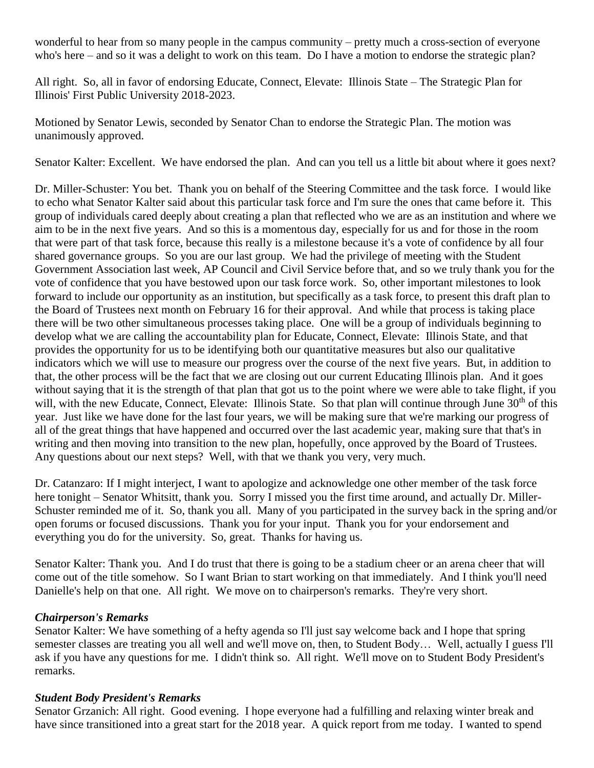wonderful to hear from so many people in the campus community – pretty much a cross-section of everyone who's here – and so it was a delight to work on this team. Do I have a motion to endorse the strategic plan?

All right. So, all in favor of endorsing Educate, Connect, Elevate: Illinois State – The Strategic Plan for Illinois' First Public University 2018-2023.

Motioned by Senator Lewis, seconded by Senator Chan to endorse the Strategic Plan. The motion was unanimously approved.

Senator Kalter: Excellent. We have endorsed the plan. And can you tell us a little bit about where it goes next?

Dr. Miller-Schuster: You bet. Thank you on behalf of the Steering Committee and the task force. I would like to echo what Senator Kalter said about this particular task force and I'm sure the ones that came before it. This group of individuals cared deeply about creating a plan that reflected who we are as an institution and where we aim to be in the next five years. And so this is a momentous day, especially for us and for those in the room that were part of that task force, because this really is a milestone because it's a vote of confidence by all four shared governance groups. So you are our last group. We had the privilege of meeting with the Student Government Association last week, AP Council and Civil Service before that, and so we truly thank you for the vote of confidence that you have bestowed upon our task force work. So, other important milestones to look forward to include our opportunity as an institution, but specifically as a task force, to present this draft plan to the Board of Trustees next month on February 16 for their approval. And while that process is taking place there will be two other simultaneous processes taking place. One will be a group of individuals beginning to develop what we are calling the accountability plan for Educate, Connect, Elevate: Illinois State, and that provides the opportunity for us to be identifying both our quantitative measures but also our qualitative indicators which we will use to measure our progress over the course of the next five years. But, in addition to that, the other process will be the fact that we are closing out our current Educating Illinois plan. And it goes without saying that it is the strength of that plan that got us to the point where we were able to take flight, if you will, with the new Educate, Connect, Elevate: Illinois State. So that plan will continue through June 30th of this year. Just like we have done for the last four years, we will be making sure that we're marking our progress of all of the great things that have happened and occurred over the last academic year, making sure that that's in writing and then moving into transition to the new plan, hopefully, once approved by the Board of Trustees. Any questions about our next steps? Well, with that we thank you very, very much.

Dr. Catanzaro: If I might interject, I want to apologize and acknowledge one other member of the task force here tonight – Senator Whitsitt, thank you. Sorry I missed you the first time around, and actually Dr. Miller-Schuster reminded me of it. So, thank you all. Many of you participated in the survey back in the spring and/or open forums or focused discussions. Thank you for your input. Thank you for your endorsement and everything you do for the university. So, great. Thanks for having us.

Senator Kalter: Thank you. And I do trust that there is going to be a stadium cheer or an arena cheer that will come out of the title somehow. So I want Brian to start working on that immediately. And I think you'll need Danielle's help on that one. All right. We move on to chairperson's remarks. They're very short.

***Chairperson's Remarks***

Senator Kalter: We have something of a hefty agenda so I'll just say welcome back and I hope that spring semester classes are treating you all well and we'll move on, then, to Student Body… Well, actually I guess I'll ask if you have any questions for me. I didn't think so. All right. We'll move on to Student Body President's remarks.

***Student Body President's Remarks***

Senator Grzanich: All right. Good evening. I hope everyone had a fulfilling and relaxing winter break and have since transitioned into a great start for the 2018 year. A quick report from me today. I wanted to spend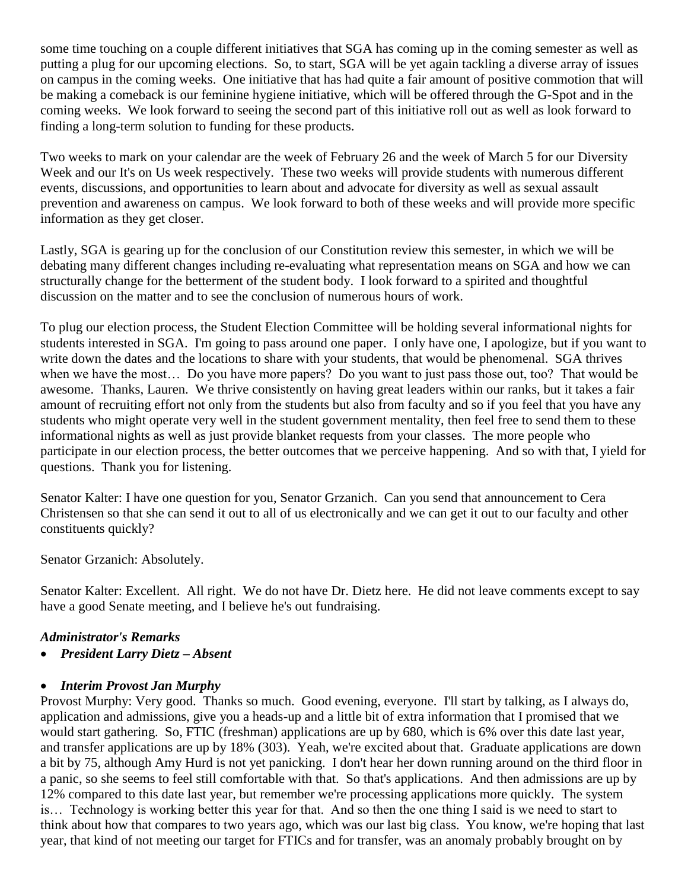some time touching on a couple different initiatives that SGA has coming up in the coming semester as well as putting a plug for our upcoming elections. So, to start, SGA will be yet again tackling a diverse array of issues on campus in the coming weeks. One initiative that has had quite a fair amount of positive commotion that will be making a comeback is our feminine hygiene initiative, which will be offered through the G-Spot and in the coming weeks. We look forward to seeing the second part of this initiative roll out as well as look forward to finding a long-term solution to funding for these products.

Two weeks to mark on your calendar are the week of February 26 and the week of March 5 for our Diversity Week and our It's on Us week respectively. These two weeks will provide students with numerous different events, discussions, and opportunities to learn about and advocate for diversity as well as sexual assault prevention and awareness on campus. We look forward to both of these weeks and will provide more specific information as they get closer.

Lastly, SGA is gearing up for the conclusion of our Constitution review this semester, in which we will be debating many different changes including re-evaluating what representation means on SGA and how we can structurally change for the betterment of the student body. I look forward to a spirited and thoughtful discussion on the matter and to see the conclusion of numerous hours of work.

To plug our election process, the Student Election Committee will be holding several informational nights for students interested in SGA. I'm going to pass around one paper. I only have one, I apologize, but if you want to write down the dates and the locations to share with your students, that would be phenomenal. SGA thrives when we have the most… Do you have more papers? Do you want to just pass those out, too? That would be awesome. Thanks, Lauren. We thrive consistently on having great leaders within our ranks, but it takes a fair amount of recruiting effort not only from the students but also from faculty and so if you feel that you have any students who might operate very well in the student government mentality, then feel free to send them to these informational nights as well as just provide blanket requests from your classes. The more people who participate in our election process, the better outcomes that we perceive happening. And so with that, I yield for questions. Thank you for listening.

Senator Kalter: I have one question for you, Senator Grzanich. Can you send that announcement to Cera Christensen so that she can send it out to all of us electronically and we can get it out to our faculty and other constituents quickly?

Senator Grzanich: Absolutely.

Senator Kalter: Excellent. All right. We do not have Dr. Dietz here. He did not leave comments except to say have a good Senate meeting, and I believe he's out fundraising.

***Administrator's Remarks***

- ***President Larry Dietz – Absent***

- ***Interim Provost Jan Murphy***

Provost Murphy: Very good. Thanks so much. Good evening, everyone. I'll start by talking, as I always do, application and admissions, give you a heads-up and a little bit of extra information that I promised that we would start gathering. So, FTIC (freshman) applications are up by 680, which is 6% over this date last year, and transfer applications are up by 18% (303). Yeah, we're excited about that. Graduate applications are down a bit by 75, although Amy Hurd is not yet panicking. I don't hear her down running around on the third floor in a panic, so she seems to feel still comfortable with that. So that's applications. And then admissions are up by 12% compared to this date last year, but remember we're processing applications more quickly. The system is… Technology is working better this year for that. And so then the one thing I said is we need to start to think about how that compares to two years ago, which was our last big class. You know, we're hoping that last year, that kind of not meeting our target for FTICs and for transfer, was an anomaly probably brought on by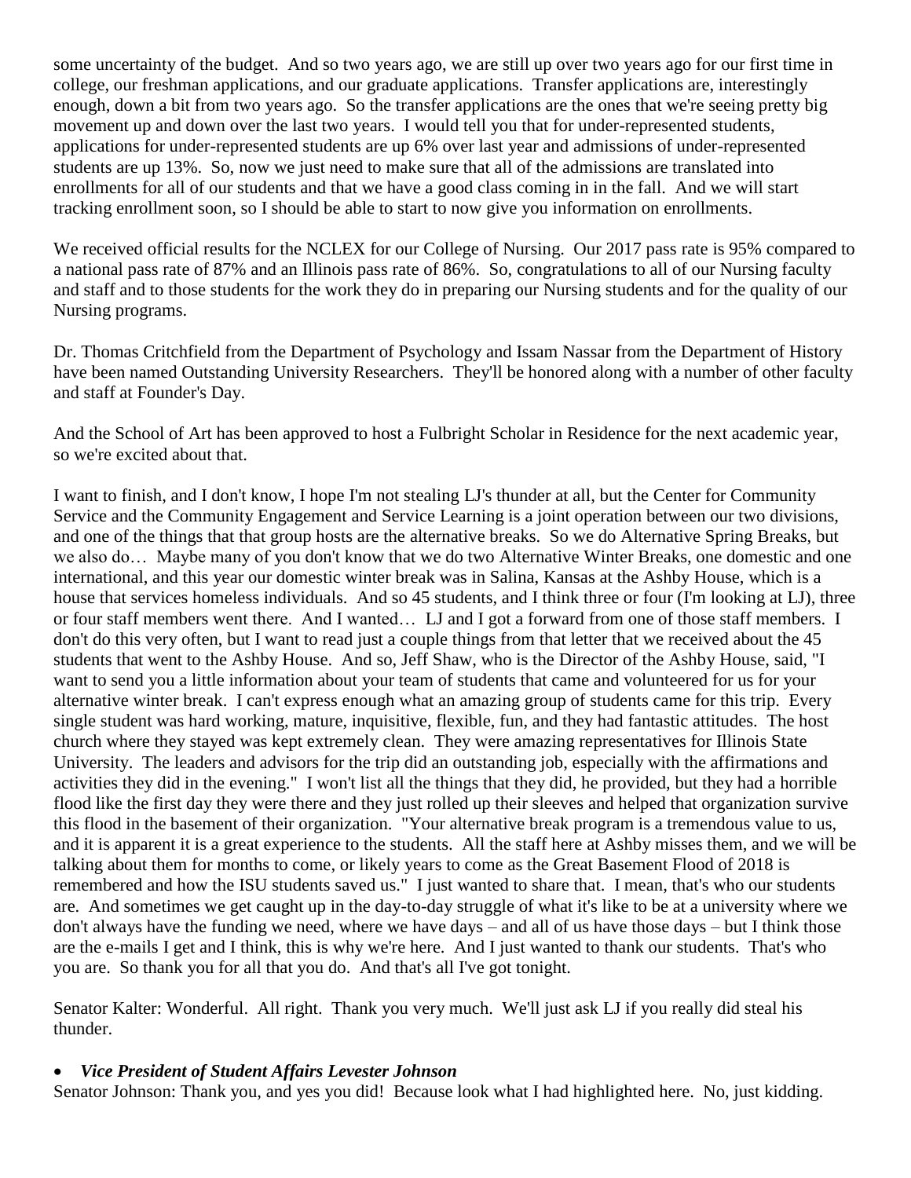some uncertainty of the budget. And so two years ago, we are still up over two years ago for our first time in college, our freshman applications, and our graduate applications. Transfer applications are, interestingly enough, down a bit from two years ago. So the transfer applications are the ones that we're seeing pretty big movement up and down over the last two years. I would tell you that for under-represented students, applications for under-represented students are up 6% over last year and admissions of under-represented students are up 13%. So, now we just need to make sure that all of the admissions are translated into enrollments for all of our students and that we have a good class coming in in the fall. And we will start tracking enrollment soon, so I should be able to start to now give you information on enrollments.

We received official results for the NCLEX for our College of Nursing. Our 2017 pass rate is 95% compared to a national pass rate of 87% and an Illinois pass rate of 86%. So, congratulations to all of our Nursing faculty and staff and to those students for the work they do in preparing our Nursing students and for the quality of our Nursing programs.

Dr. Thomas Critchfield from the Department of Psychology and Issam Nassar from the Department of History have been named Outstanding University Researchers. They'll be honored along with a number of other faculty and staff at Founder's Day.

And the School of Art has been approved to host a Fulbright Scholar in Residence for the next academic year, so we're excited about that.

I want to finish, and I don't know, I hope I'm not stealing LJ's thunder at all, but the Center for Community Service and the Community Engagement and Service Learning is a joint operation between our two divisions, and one of the things that that group hosts are the alternative breaks. So we do Alternative Spring Breaks, but we also do… Maybe many of you don't know that we do two Alternative Winter Breaks, one domestic and one international, and this year our domestic winter break was in Salina, Kansas at the Ashby House, which is a house that services homeless individuals. And so 45 students, and I think three or four (I'm looking at LJ), three or four staff members went there. And I wanted… LJ and I got a forward from one of those staff members. I don't do this very often, but I want to read just a couple things from that letter that we received about the 45 students that went to the Ashby House. And so, Jeff Shaw, who is the Director of the Ashby House, said, "I want to send you a little information about your team of students that came and volunteered for us for your alternative winter break. I can't express enough what an amazing group of students came for this trip. Every single student was hard working, mature, inquisitive, flexible, fun, and they had fantastic attitudes. The host church where they stayed was kept extremely clean. They were amazing representatives for Illinois State University. The leaders and advisors for the trip did an outstanding job, especially with the affirmations and activities they did in the evening." I won't list all the things that they did, he provided, but they had a horrible flood like the first day they were there and they just rolled up their sleeves and helped that organization survive this flood in the basement of their organization. "Your alternative break program is a tremendous value to us, and it is apparent it is a great experience to the students. All the staff here at Ashby misses them, and we will be talking about them for months to come, or likely years to come as the Great Basement Flood of 2018 is remembered and how the ISU students saved us." I just wanted to share that. I mean, that's who our students are. And sometimes we get caught up in the day-to-day struggle of what it's like to be at a university where we don't always have the funding we need, where we have days – and all of us have those days – but I think those are the e-mails I get and I think, this is why we're here. And I just wanted to thank our students. That's who you are. So thank you for all that you do. And that's all I've got tonight.

Senator Kalter: Wonderful. All right. Thank you very much. We'll just ask LJ if you really did steal his thunder.

- ***Vice President of Student Affairs Levester Johnson***

Senator Johnson: Thank you, and yes you did! Because look what I had highlighted here. No, just kidding.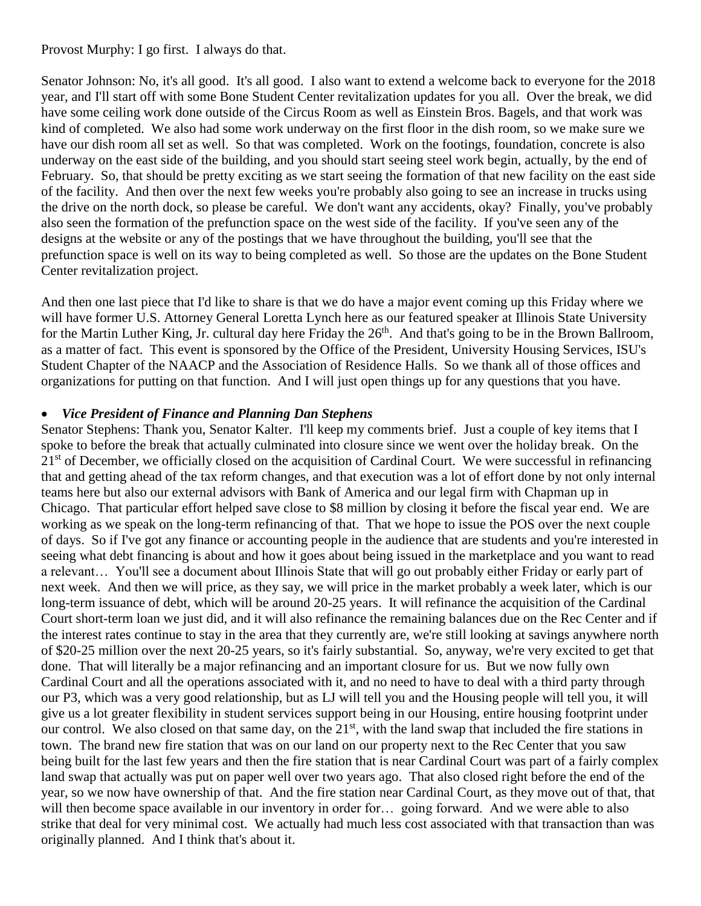Provost Murphy: I go first. I always do that.

Senator Johnson: No, it's all good. It's all good. I also want to extend a welcome back to everyone for the 2018 year, and I'll start off with some Bone Student Center revitalization updates for you all. Over the break, we did have some ceiling work done outside of the Circus Room as well as Einstein Bros. Bagels, and that work was kind of completed. We also had some work underway on the first floor in the dish room, so we make sure we have our dish room all set as well. So that was completed. Work on the footings, foundation, concrete is also underway on the east side of the building, and you should start seeing steel work begin, actually, by the end of February. So, that should be pretty exciting as we start seeing the formation of that new facility on the east side of the facility. And then over the next few weeks you're probably also going to see an increase in trucks using the drive on the north dock, so please be careful. We don't want any accidents, okay? Finally, you've probably also seen the formation of the prefunction space on the west side of the facility. If you've seen any of the designs at the website or any of the postings that we have throughout the building, you'll see that the prefunction space is well on its way to being completed as well. So those are the updates on the Bone Student Center revitalization project.

And then one last piece that I'd like to share is that we do have a major event coming up this Friday where we will have former U.S. Attorney General Loretta Lynch here as our featured speaker at Illinois State University for the Martin Luther King, Jr. cultural day here Friday the 26th. And that's going to be in the Brown Ballroom, as a matter of fact. This event is sponsored by the Office of the President, University Housing Services, ISU's Student Chapter of the NAACP and the Association of Residence Halls. So we thank all of those offices and organizations for putting on that function. And I will just open things up for any questions that you have.

- ***Vice President of Finance and Planning Dan Stephens***

Senator Stephens: Thank you, Senator Kalter. I'll keep my comments brief. Just a couple of key items that I spoke to before the break that actually culminated into closure since we went over the holiday break. On the 21st of December, we officially closed on the acquisition of Cardinal Court. We were successful in refinancing that and getting ahead of the tax reform changes, and that execution was a lot of effort done by not only internal teams here but also our external advisors with Bank of America and our legal firm with Chapman up in Chicago. That particular effort helped save close to $8 million by closing it before the fiscal year end. We are working as we speak on the long-term refinancing of that. That we hope to issue the POS over the next couple of days. So if I've got any finance or accounting people in the audience that are students and you're interested in seeing what debt financing is about and how it goes about being issued in the marketplace and you want to read a relevant… You'll see a document about Illinois State that will go out probably either Friday or early part of next week. And then we will price, as they say, we will price in the market probably a week later, which is our long-term issuance of debt, which will be around 20-25 years. It will refinance the acquisition of the Cardinal Court short-term loan we just did, and it will also refinance the remaining balances due on the Rec Center and if the interest rates continue to stay in the area that they currently are, we're still looking at savings anywhere north of $20-25 million over the next 20-25 years, so it's fairly substantial. So, anyway, we're very excited to get that done. That will literally be a major refinancing and an important closure for us. But we now fully own Cardinal Court and all the operations associated with it, and no need to have to deal with a third party through our P3, which was a very good relationship, but as LJ will tell you and the Housing people will tell you, it will give us a lot greater flexibility in student services support being in our Housing, entire housing footprint under our control. We also closed on that same day, on the 21st, with the land swap that included the fire stations in town. The brand new fire station that was on our land on our property next to the Rec Center that you saw being built for the last few years and then the fire station that is near Cardinal Court was part of a fairly complex land swap that actually was put on paper well over two years ago. That also closed right before the end of the year, so we now have ownership of that. And the fire station near Cardinal Court, as they move out of that, that will then become space available in our inventory in order for… going forward. And we were able to also strike that deal for very minimal cost. We actually had much less cost associated with that transaction than was originally planned. And I think that's about it.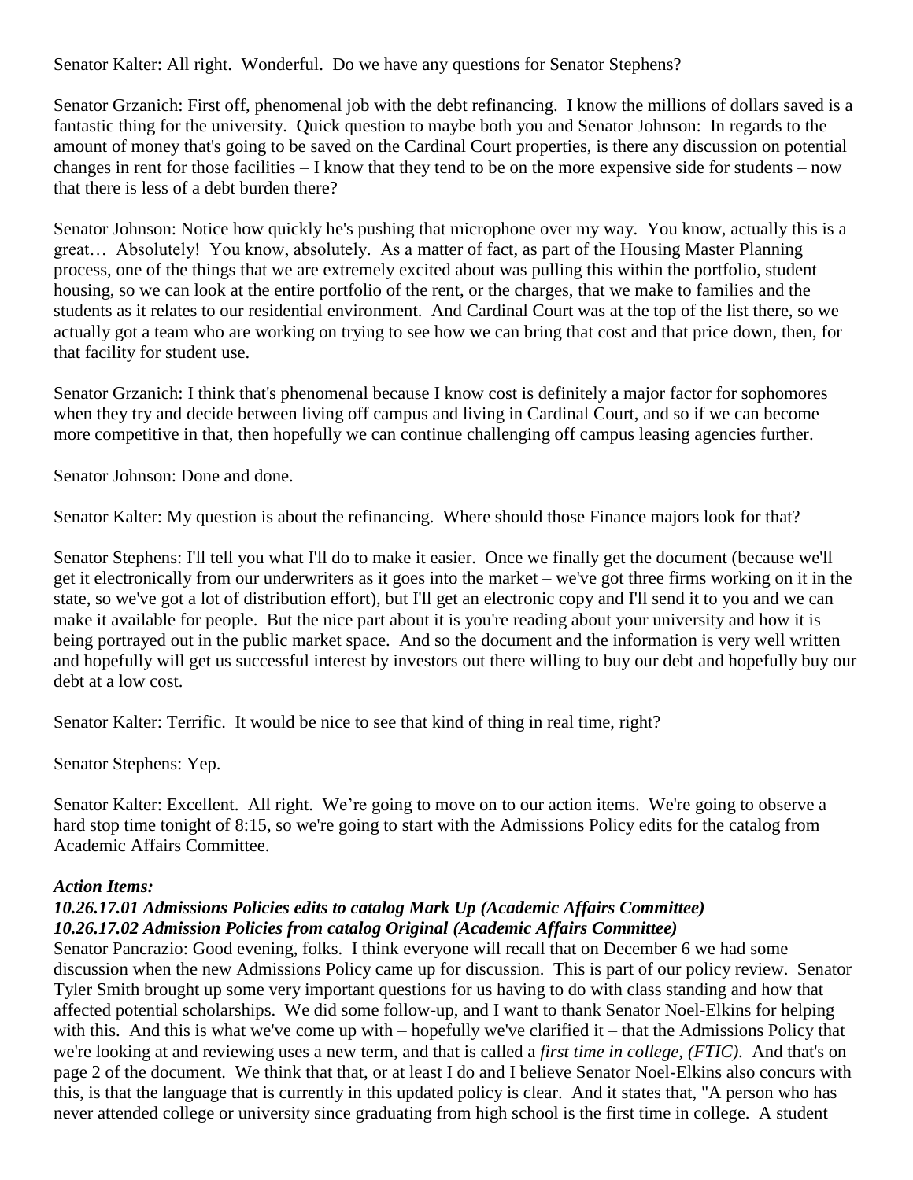Senator Kalter: All right. Wonderful. Do we have any questions for Senator Stephens?

Senator Grzanich: First off, phenomenal job with the debt refinancing. I know the millions of dollars saved is a fantastic thing for the university. Quick question to maybe both you and Senator Johnson: In regards to the amount of money that's going to be saved on the Cardinal Court properties, is there any discussion on potential changes in rent for those facilities – I know that they tend to be on the more expensive side for students – now that there is less of a debt burden there?

Senator Johnson: Notice how quickly he's pushing that microphone over my way. You know, actually this is a great… Absolutely! You know, absolutely. As a matter of fact, as part of the Housing Master Planning process, one of the things that we are extremely excited about was pulling this within the portfolio, student housing, so we can look at the entire portfolio of the rent, or the charges, that we make to families and the students as it relates to our residential environment. And Cardinal Court was at the top of the list there, so we actually got a team who are working on trying to see how we can bring that cost and that price down, then, for that facility for student use.

Senator Grzanich: I think that's phenomenal because I know cost is definitely a major factor for sophomores when they try and decide between living off campus and living in Cardinal Court, and so if we can become more competitive in that, then hopefully we can continue challenging off campus leasing agencies further.

Senator Johnson: Done and done.

Senator Kalter: My question is about the refinancing. Where should those Finance majors look for that?

Senator Stephens: I'll tell you what I'll do to make it easier. Once we finally get the document (because we'll get it electronically from our underwriters as it goes into the market – we've got three firms working on it in the state, so we've got a lot of distribution effort), but I'll get an electronic copy and I'll send it to you and we can make it available for people. But the nice part about it is you're reading about your university and how it is being portrayed out in the public market space. And so the document and the information is very well written and hopefully will get us successful interest by investors out there willing to buy our debt and hopefully buy our debt at a low cost.

Senator Kalter: Terrific. It would be nice to see that kind of thing in real time, right?

Senator Stephens: Yep.

Senator Kalter: Excellent. All right. We're going to move on to our action items. We're going to observe a hard stop time tonight of 8:15, so we're going to start with the Admissions Policy edits for the catalog from Academic Affairs Committee.

***Action Items:***
***10.26.17.01 Admissions Policies edits to catalog Mark Up (Academic Affairs Committee)***
***10.26.17.02 Admission Policies from catalog Original (Academic Affairs Committee)***

Senator Pancrazio: Good evening, folks. I think everyone will recall that on December 6 we had some discussion when the new Admissions Policy came up for discussion. This is part of our policy review. Senator Tyler Smith brought up some very important questions for us having to do with class standing and how that affected potential scholarships. We did some follow-up, and I want to thank Senator Noel-Elkins for helping with this. And this is what we've come up with – hopefully we've clarified it – that the Admissions Policy that we're looking at and reviewing uses a new term, and that is called a *first time in college, (FTIC).* And that's on page 2 of the document. We think that that, or at least I do and I believe Senator Noel-Elkins also concurs with this, is that the language that is currently in this updated policy is clear. And it states that, "A person who has never attended college or university since graduating from high school is the first time in college. A student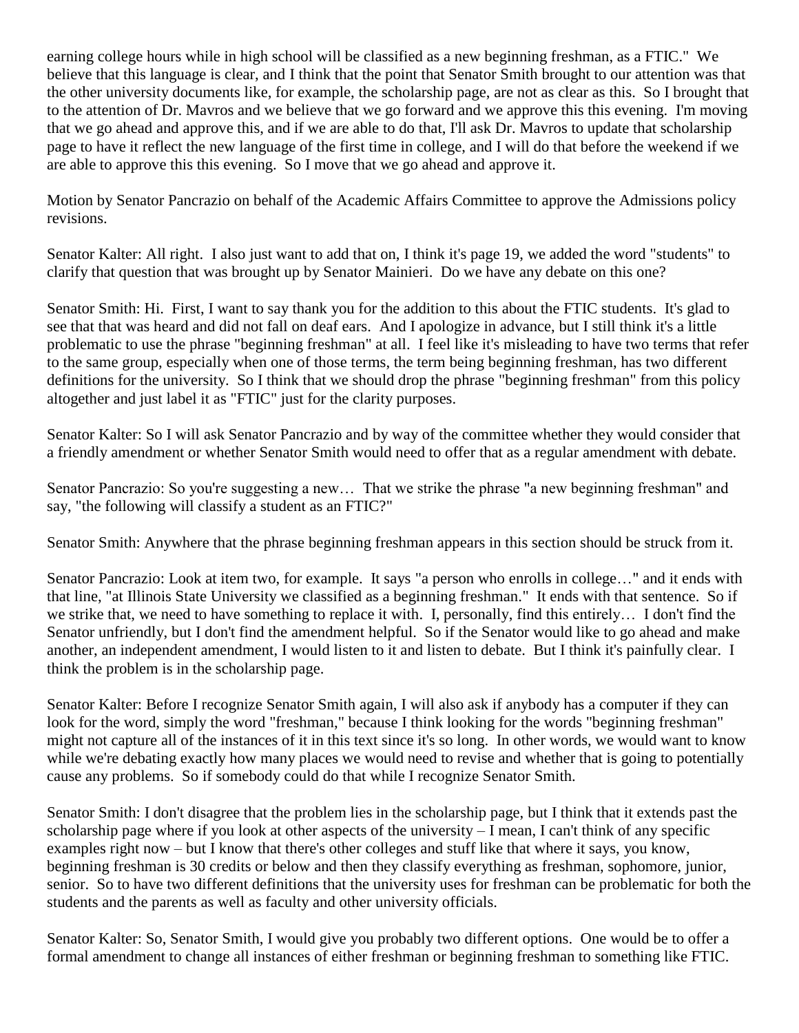earning college hours while in high school will be classified as a new beginning freshman, as a FTIC." We believe that this language is clear, and I think that the point that Senator Smith brought to our attention was that the other university documents like, for example, the scholarship page, are not as clear as this. So I brought that to the attention of Dr. Mavros and we believe that we go forward and we approve this this evening. I'm moving that we go ahead and approve this, and if we are able to do that, I'll ask Dr. Mavros to update that scholarship page to have it reflect the new language of the first time in college, and I will do that before the weekend if we are able to approve this this evening. So I move that we go ahead and approve it.

Motion by Senator Pancrazio on behalf of the Academic Affairs Committee to approve the Admissions policy revisions.

Senator Kalter: All right. I also just want to add that on, I think it's page 19, we added the word "students" to clarify that question that was brought up by Senator Mainieri. Do we have any debate on this one?

Senator Smith: Hi. First, I want to say thank you for the addition to this about the FTIC students. It's glad to see that that was heard and did not fall on deaf ears. And I apologize in advance, but I still think it's a little problematic to use the phrase "beginning freshman" at all. I feel like it's misleading to have two terms that refer to the same group, especially when one of those terms, the term being beginning freshman, has two different definitions for the university. So I think that we should drop the phrase "beginning freshman" from this policy altogether and just label it as "FTIC" just for the clarity purposes.

Senator Kalter: So I will ask Senator Pancrazio and by way of the committee whether they would consider that a friendly amendment or whether Senator Smith would need to offer that as a regular amendment with debate.

Senator Pancrazio: So you're suggesting a new… That we strike the phrase "a new beginning freshman" and say, "the following will classify a student as an FTIC?"

Senator Smith: Anywhere that the phrase beginning freshman appears in this section should be struck from it.

Senator Pancrazio: Look at item two, for example. It says "a person who enrolls in college…" and it ends with that line, "at Illinois State University we classified as a beginning freshman." It ends with that sentence. So if we strike that, we need to have something to replace it with. I, personally, find this entirely… I don't find the Senator unfriendly, but I don't find the amendment helpful. So if the Senator would like to go ahead and make another, an independent amendment, I would listen to it and listen to debate. But I think it's painfully clear. I think the problem is in the scholarship page.

Senator Kalter: Before I recognize Senator Smith again, I will also ask if anybody has a computer if they can look for the word, simply the word "freshman," because I think looking for the words "beginning freshman" might not capture all of the instances of it in this text since it's so long. In other words, we would want to know while we're debating exactly how many places we would need to revise and whether that is going to potentially cause any problems. So if somebody could do that while I recognize Senator Smith.

Senator Smith: I don't disagree that the problem lies in the scholarship page, but I think that it extends past the scholarship page where if you look at other aspects of the university – I mean, I can't think of any specific examples right now – but I know that there's other colleges and stuff like that where it says, you know, beginning freshman is 30 credits or below and then they classify everything as freshman, sophomore, junior, senior. So to have two different definitions that the university uses for freshman can be problematic for both the students and the parents as well as faculty and other university officials.

Senator Kalter: So, Senator Smith, I would give you probably two different options. One would be to offer a formal amendment to change all instances of either freshman or beginning freshman to something like FTIC.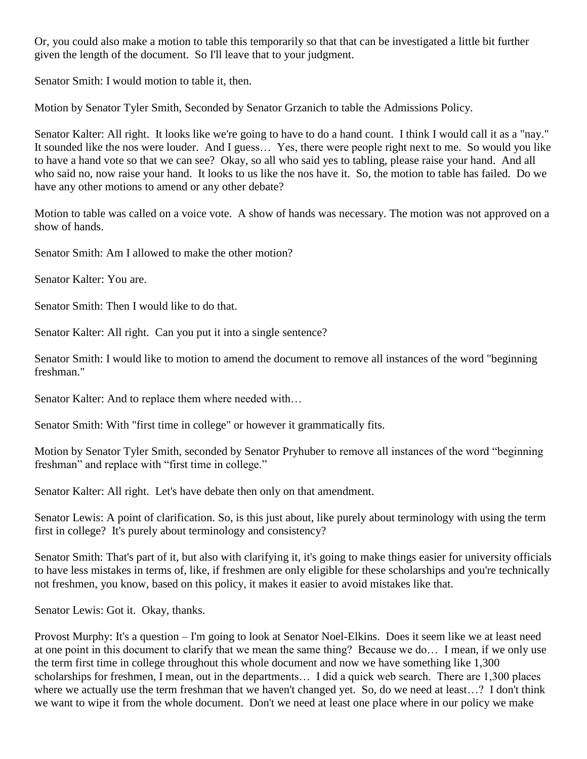Or, you could also make a motion to table this temporarily so that that can be investigated a little bit further given the length of the document. So I'll leave that to your judgment.

Senator Smith: I would motion to table it, then.

Motion by Senator Tyler Smith, Seconded by Senator Grzanich to table the Admissions Policy.

Senator Kalter: All right. It looks like we're going to have to do a hand count. I think I would call it as a "nay." It sounded like the nos were louder. And I guess… Yes, there were people right next to me. So would you like to have a hand vote so that we can see? Okay, so all who said yes to tabling, please raise your hand. And all who said no, now raise your hand. It looks to us like the nos have it. So, the motion to table has failed. Do we have any other motions to amend or any other debate?

Motion to table was called on a voice vote. A show of hands was necessary. The motion was not approved on a show of hands.

Senator Smith: Am I allowed to make the other motion?

Senator Kalter: You are.

Senator Smith: Then I would like to do that.

Senator Kalter: All right. Can you put it into a single sentence?

Senator Smith: I would like to motion to amend the document to remove all instances of the word "beginning freshman."

Senator Kalter: And to replace them where needed with…

Senator Smith: With "first time in college" or however it grammatically fits.

Motion by Senator Tyler Smith, seconded by Senator Pryhuber to remove all instances of the word "beginning freshman" and replace with "first time in college."

Senator Kalter: All right. Let's have debate then only on that amendment.

Senator Lewis: A point of clarification. So, is this just about, like purely about terminology with using the term first in college? It's purely about terminology and consistency?

Senator Smith: That's part of it, but also with clarifying it, it's going to make things easier for university officials to have less mistakes in terms of, like, if freshmen are only eligible for these scholarships and you're technically not freshmen, you know, based on this policy, it makes it easier to avoid mistakes like that.

Senator Lewis: Got it. Okay, thanks.

Provost Murphy: It's a question – I'm going to look at Senator Noel-Elkins. Does it seem like we at least need at one point in this document to clarify that we mean the same thing? Because we do… I mean, if we only use the term first time in college throughout this whole document and now we have something like 1,300 scholarships for freshmen, I mean, out in the departments… I did a quick web search. There are 1,300 places where we actually use the term freshman that we haven't changed yet. So, do we need at least…? I don't think we want to wipe it from the whole document. Don't we need at least one place where in our policy we make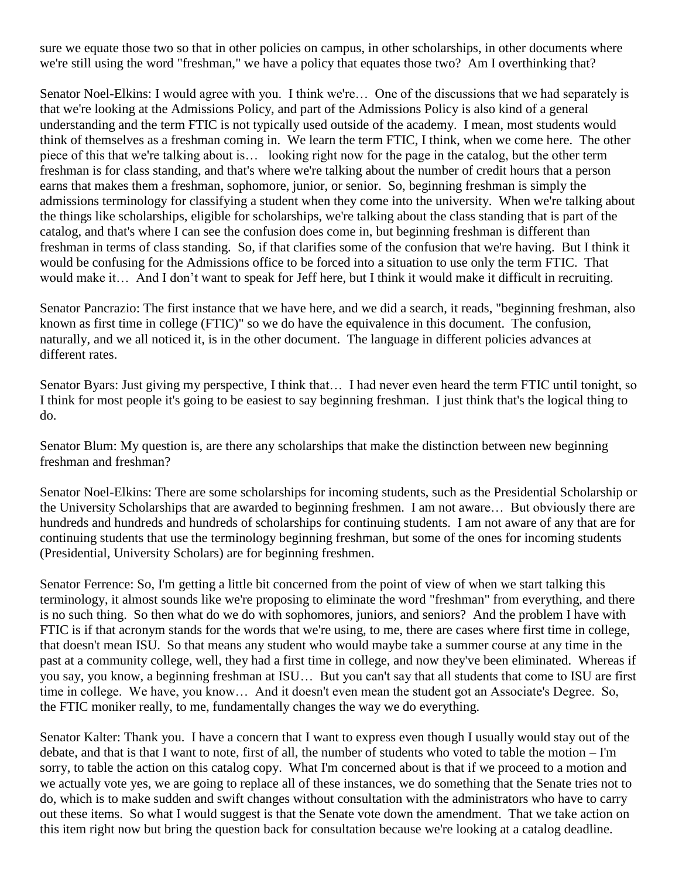sure we equate those two so that in other policies on campus, in other scholarships, in other documents where we're still using the word "freshman," we have a policy that equates those two? Am I overthinking that?

Senator Noel-Elkins: I would agree with you. I think we're… One of the discussions that we had separately is that we're looking at the Admissions Policy, and part of the Admissions Policy is also kind of a general understanding and the term FTIC is not typically used outside of the academy. I mean, most students would think of themselves as a freshman coming in. We learn the term FTIC, I think, when we come here. The other piece of this that we're talking about is… looking right now for the page in the catalog, but the other term freshman is for class standing, and that's where we're talking about the number of credit hours that a person earns that makes them a freshman, sophomore, junior, or senior. So, beginning freshman is simply the admissions terminology for classifying a student when they come into the university. When we're talking about the things like scholarships, eligible for scholarships, we're talking about the class standing that is part of the catalog, and that's where I can see the confusion does come in, but beginning freshman is different than freshman in terms of class standing. So, if that clarifies some of the confusion that we're having. But I think it would be confusing for the Admissions office to be forced into a situation to use only the term FTIC. That would make it… And I don't want to speak for Jeff here, but I think it would make it difficult in recruiting.

Senator Pancrazio: The first instance that we have here, and we did a search, it reads, "beginning freshman, also known as first time in college (FTIC)" so we do have the equivalence in this document. The confusion, naturally, and we all noticed it, is in the other document. The language in different policies advances at different rates.

Senator Byars: Just giving my perspective, I think that… I had never even heard the term FTIC until tonight, so I think for most people it's going to be easiest to say beginning freshman. I just think that's the logical thing to do.

Senator Blum: My question is, are there any scholarships that make the distinction between new beginning freshman and freshman?

Senator Noel-Elkins: There are some scholarships for incoming students, such as the Presidential Scholarship or the University Scholarships that are awarded to beginning freshmen. I am not aware… But obviously there are hundreds and hundreds and hundreds of scholarships for continuing students. I am not aware of any that are for continuing students that use the terminology beginning freshman, but some of the ones for incoming students (Presidential, University Scholars) are for beginning freshmen.

Senator Ferrence: So, I'm getting a little bit concerned from the point of view of when we start talking this terminology, it almost sounds like we're proposing to eliminate the word "freshman" from everything, and there is no such thing. So then what do we do with sophomores, juniors, and seniors? And the problem I have with FTIC is if that acronym stands for the words that we're using, to me, there are cases where first time in college, that doesn't mean ISU. So that means any student who would maybe take a summer course at any time in the past at a community college, well, they had a first time in college, and now they've been eliminated. Whereas if you say, you know, a beginning freshman at ISU… But you can't say that all students that come to ISU are first time in college. We have, you know… And it doesn't even mean the student got an Associate's Degree. So, the FTIC moniker really, to me, fundamentally changes the way we do everything.

Senator Kalter: Thank you. I have a concern that I want to express even though I usually would stay out of the debate, and that is that I want to note, first of all, the number of students who voted to table the motion – I'm sorry, to table the action on this catalog copy. What I'm concerned about is that if we proceed to a motion and we actually vote yes, we are going to replace all of these instances, we do something that the Senate tries not to do, which is to make sudden and swift changes without consultation with the administrators who have to carry out these items. So what I would suggest is that the Senate vote down the amendment. That we take action on this item right now but bring the question back for consultation because we're looking at a catalog deadline.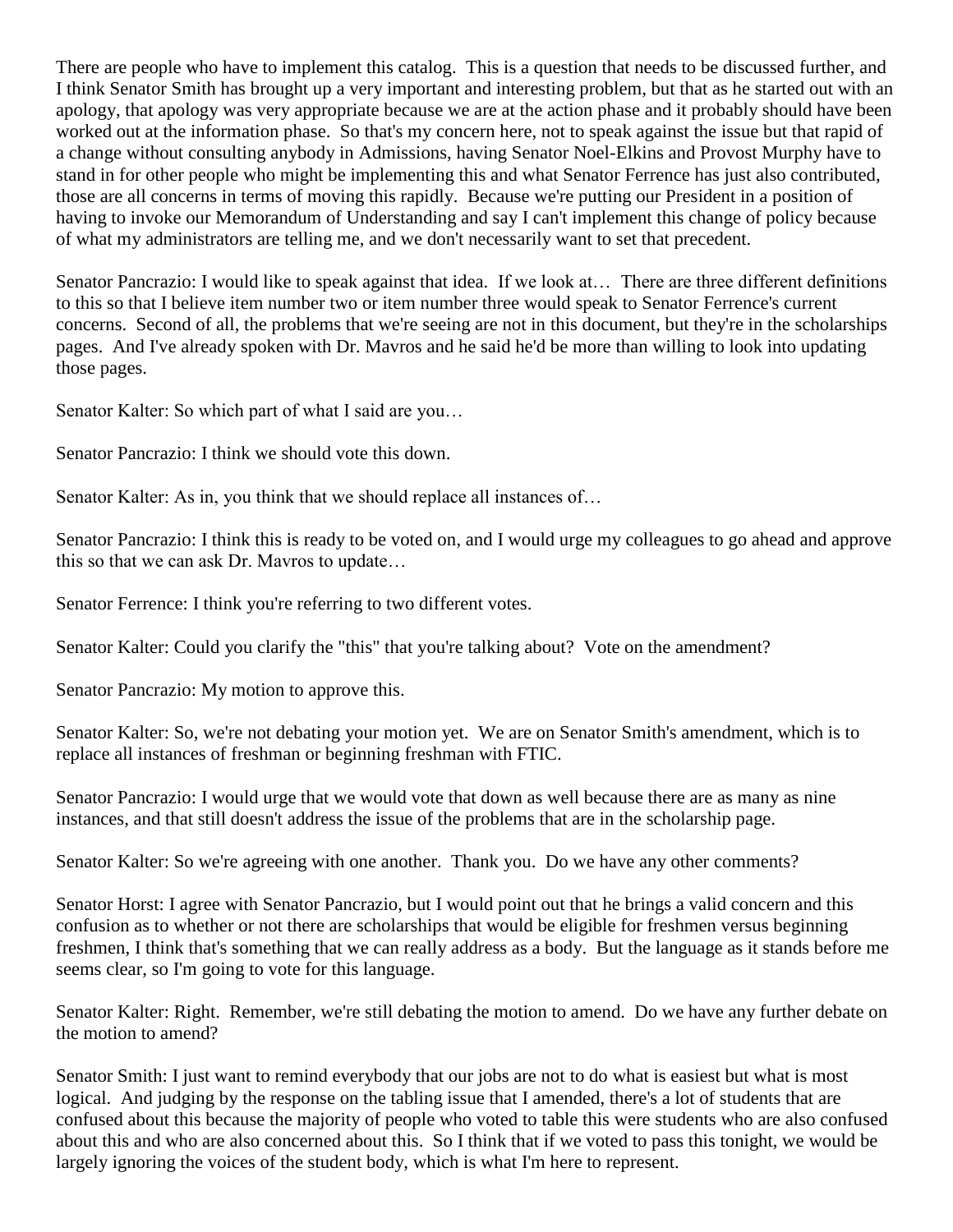There are people who have to implement this catalog. This is a question that needs to be discussed further, and I think Senator Smith has brought up a very important and interesting problem, but that as he started out with an apology, that apology was very appropriate because we are at the action phase and it probably should have been worked out at the information phase. So that's my concern here, not to speak against the issue but that rapid of a change without consulting anybody in Admissions, having Senator Noel-Elkins and Provost Murphy have to stand in for other people who might be implementing this and what Senator Ferrence has just also contributed, those are all concerns in terms of moving this rapidly. Because we're putting our President in a position of having to invoke our Memorandum of Understanding and say I can't implement this change of policy because of what my administrators are telling me, and we don't necessarily want to set that precedent.

Senator Pancrazio: I would like to speak against that idea. If we look at… There are three different definitions to this so that I believe item number two or item number three would speak to Senator Ferrence's current concerns. Second of all, the problems that we're seeing are not in this document, but they're in the scholarships pages. And I've already spoken with Dr. Mavros and he said he'd be more than willing to look into updating those pages.

Senator Kalter: So which part of what I said are you…

Senator Pancrazio: I think we should vote this down.

Senator Kalter: As in, you think that we should replace all instances of…

Senator Pancrazio: I think this is ready to be voted on, and I would urge my colleagues to go ahead and approve this so that we can ask Dr. Mavros to update…

Senator Ferrence: I think you're referring to two different votes.

Senator Kalter: Could you clarify the "this" that you're talking about? Vote on the amendment?

Senator Pancrazio: My motion to approve this.

Senator Kalter: So, we're not debating your motion yet. We are on Senator Smith's amendment, which is to replace all instances of freshman or beginning freshman with FTIC.

Senator Pancrazio: I would urge that we would vote that down as well because there are as many as nine instances, and that still doesn't address the issue of the problems that are in the scholarship page.

Senator Kalter: So we're agreeing with one another. Thank you. Do we have any other comments?

Senator Horst: I agree with Senator Pancrazio, but I would point out that he brings a valid concern and this confusion as to whether or not there are scholarships that would be eligible for freshmen versus beginning freshmen, I think that's something that we can really address as a body. But the language as it stands before me seems clear, so I'm going to vote for this language.

Senator Kalter: Right. Remember, we're still debating the motion to amend. Do we have any further debate on the motion to amend?

Senator Smith: I just want to remind everybody that our jobs are not to do what is easiest but what is most logical. And judging by the response on the tabling issue that I amended, there's a lot of students that are confused about this because the majority of people who voted to table this were students who are also confused about this and who are also concerned about this. So I think that if we voted to pass this tonight, we would be largely ignoring the voices of the student body, which is what I'm here to represent.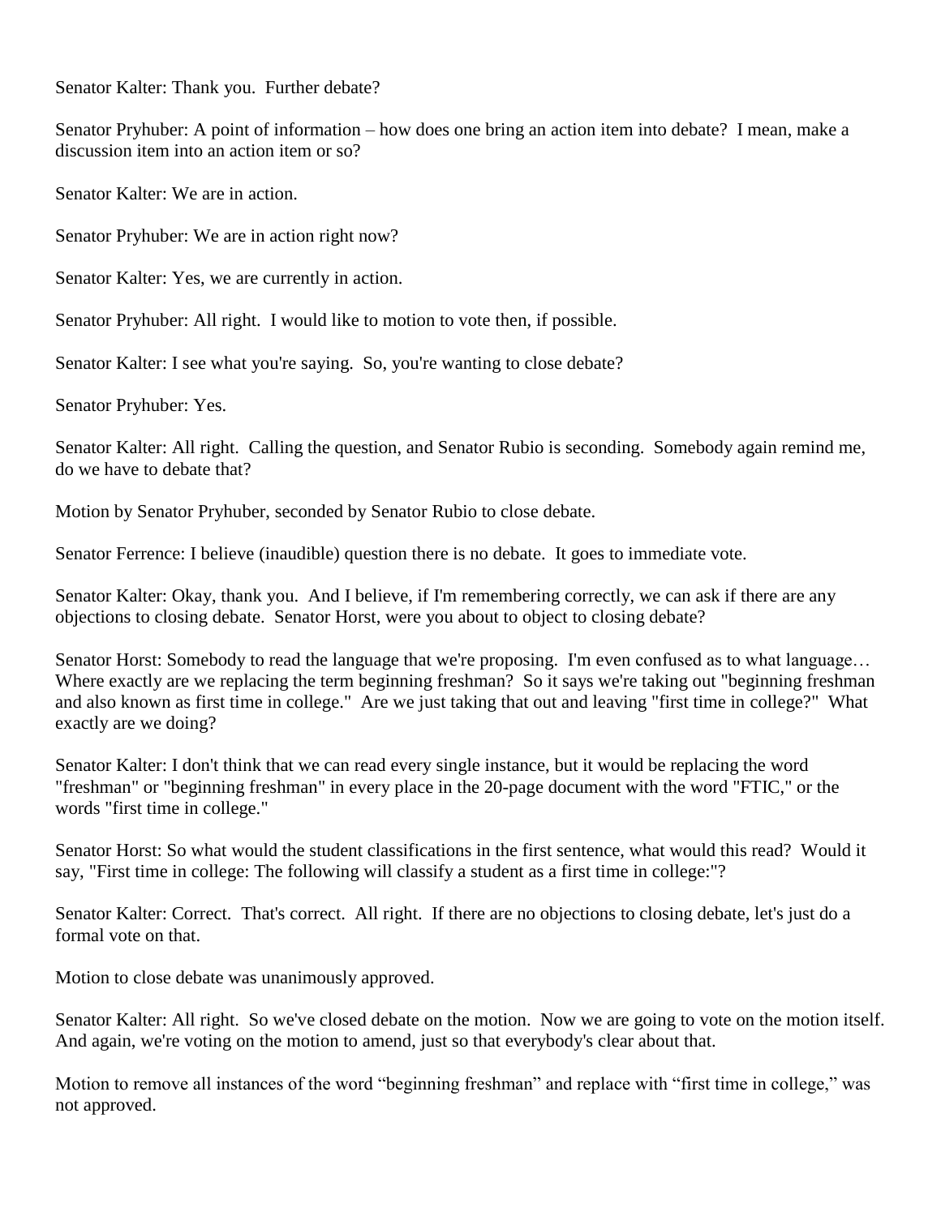Senator Kalter: Thank you. Further debate?

Senator Pryhuber: A point of information – how does one bring an action item into debate? I mean, make a discussion item into an action item or so?

Senator Kalter: We are in action.

Senator Pryhuber: We are in action right now?

Senator Kalter: Yes, we are currently in action.

Senator Pryhuber: All right. I would like to motion to vote then, if possible.

Senator Kalter: I see what you're saying. So, you're wanting to close debate?

Senator Pryhuber: Yes.

Senator Kalter: All right. Calling the question, and Senator Rubio is seconding. Somebody again remind me, do we have to debate that?

Motion by Senator Pryhuber, seconded by Senator Rubio to close debate.

Senator Ferrence: I believe (inaudible) question there is no debate. It goes to immediate vote.

Senator Kalter: Okay, thank you. And I believe, if I'm remembering correctly, we can ask if there are any objections to closing debate. Senator Horst, were you about to object to closing debate?

Senator Horst: Somebody to read the language that we're proposing. I'm even confused as to what language… Where exactly are we replacing the term beginning freshman? So it says we're taking out "beginning freshman and also known as first time in college." Are we just taking that out and leaving "first time in college?" What exactly are we doing?

Senator Kalter: I don't think that we can read every single instance, but it would be replacing the word "freshman" or "beginning freshman" in every place in the 20-page document with the word "FTIC," or the words "first time in college."

Senator Horst: So what would the student classifications in the first sentence, what would this read? Would it say, "First time in college: The following will classify a student as a first time in college:"?

Senator Kalter: Correct. That's correct. All right. If there are no objections to closing debate, let's just do a formal vote on that.

Motion to close debate was unanimously approved.

Senator Kalter: All right. So we've closed debate on the motion. Now we are going to vote on the motion itself. And again, we're voting on the motion to amend, just so that everybody's clear about that.

Motion to remove all instances of the word "beginning freshman" and replace with "first time in college," was not approved.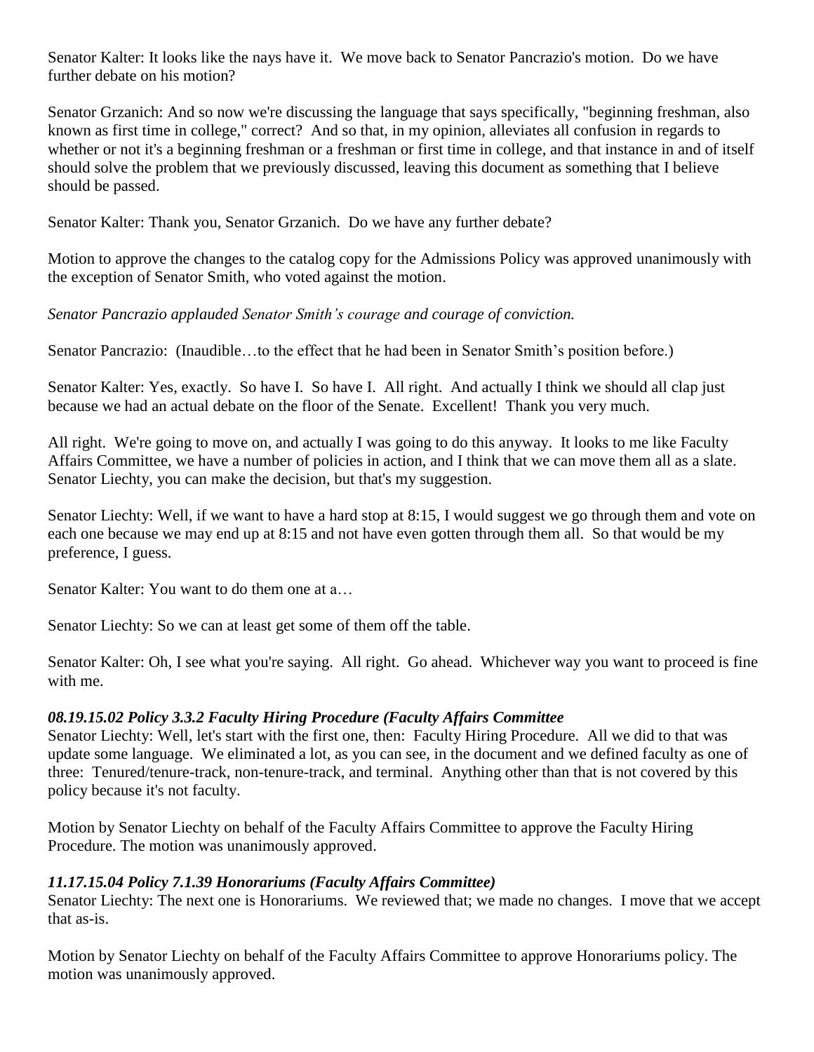Senator Kalter: It looks like the nays have it. We move back to Senator Pancrazio's motion. Do we have further debate on his motion?

Senator Grzanich: And so now we're discussing the language that says specifically, "beginning freshman, also known as first time in college," correct? And so that, in my opinion, alleviates all confusion in regards to whether or not it's a beginning freshman or a freshman or first time in college, and that instance in and of itself should solve the problem that we previously discussed, leaving this document as something that I believe should be passed.

Senator Kalter: Thank you, Senator Grzanich. Do we have any further debate?

Motion to approve the changes to the catalog copy for the Admissions Policy was approved unanimously with the exception of Senator Smith, who voted against the motion.

*Senator Pancrazio applauded Senator Smith's courage and courage of conviction.*

Senator Pancrazio: (Inaudible…to the effect that he had been in Senator Smith's position before.)

Senator Kalter: Yes, exactly. So have I. So have I. All right. And actually I think we should all clap just because we had an actual debate on the floor of the Senate. Excellent! Thank you very much.

All right. We're going to move on, and actually I was going to do this anyway. It looks to me like Faculty Affairs Committee, we have a number of policies in action, and I think that we can move them all as a slate. Senator Liechty, you can make the decision, but that's my suggestion.

Senator Liechty: Well, if we want to have a hard stop at 8:15, I would suggest we go through them and vote on each one because we may end up at 8:15 and not have even gotten through them all. So that would be my preference, I guess.

Senator Kalter: You want to do them one at a…

Senator Liechty: So we can at least get some of them off the table.

Senator Kalter: Oh, I see what you're saying. All right. Go ahead. Whichever way you want to proceed is fine with me.

***08.19.15.02 Policy 3.3.2 Faculty Hiring Procedure (Faculty Affairs Committee***

Senator Liechty: Well, let's start with the first one, then: Faculty Hiring Procedure. All we did to that was update some language. We eliminated a lot, as you can see, in the document and we defined faculty as one of three: Tenured/tenure-track, non-tenure-track, and terminal. Anything other than that is not covered by this policy because it's not faculty.

Motion by Senator Liechty on behalf of the Faculty Affairs Committee to approve the Faculty Hiring Procedure. The motion was unanimously approved.

***11.17.15.04 Policy 7.1.39 Honorariums (Faculty Affairs Committee)***

Senator Liechty: The next one is Honorariums. We reviewed that; we made no changes. I move that we accept that as-is.

Motion by Senator Liechty on behalf of the Faculty Affairs Committee to approve Honorariums policy. The motion was unanimously approved.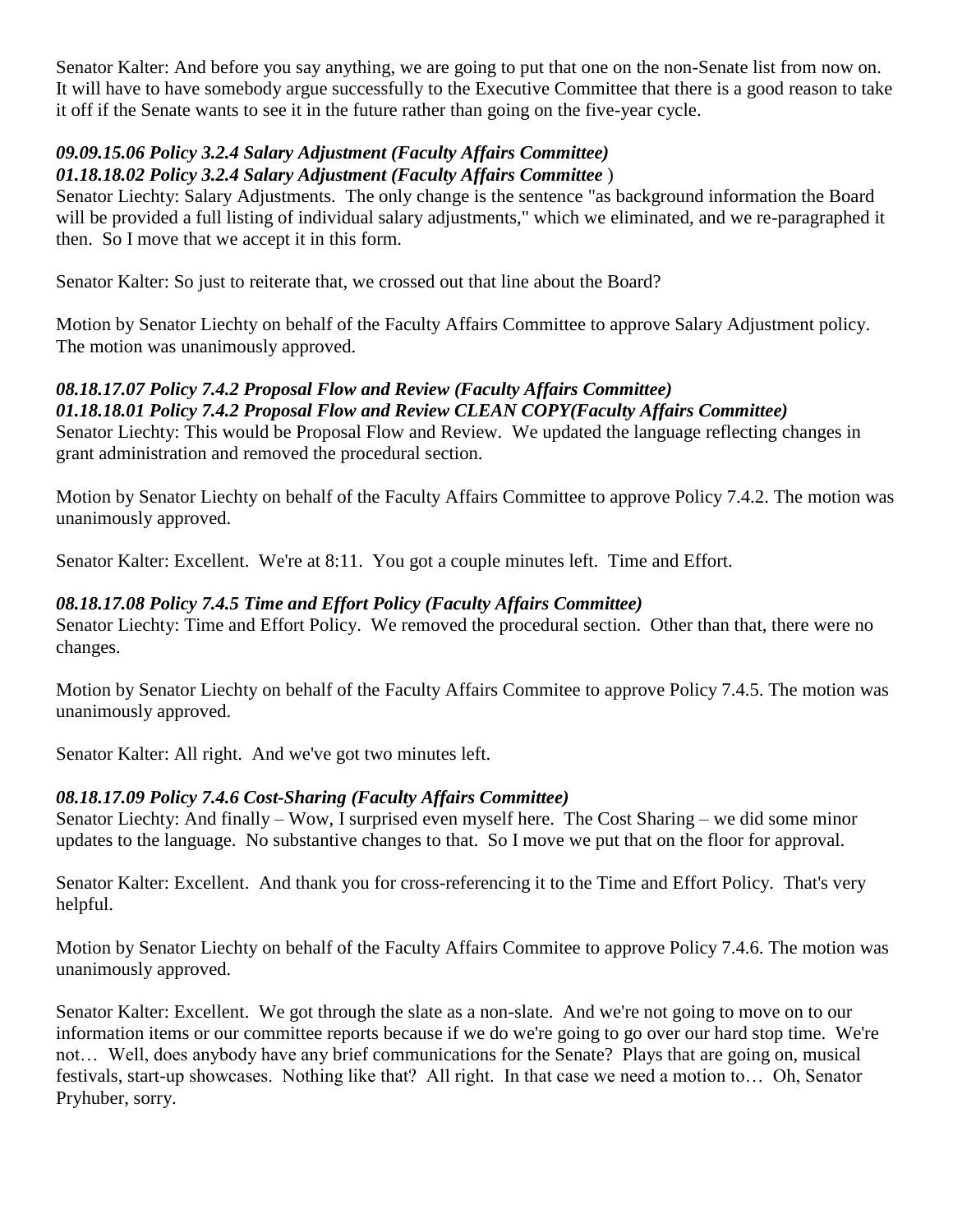Senator Kalter: And before you say anything, we are going to put that one on the non-Senate list from now on. It will have to have somebody argue successfully to the Executive Committee that there is a good reason to take it off if the Senate wants to see it in the future rather than going on the five-year cycle.

***09.09.15.06 Policy 3.2.4 Salary Adjustment (Faculty Affairs Committee)***
***01.18.18.02 Policy 3.2.4 Salary Adjustment (Faculty Affairs Committee*** )

Senator Liechty: Salary Adjustments. The only change is the sentence "as background information the Board will be provided a full listing of individual salary adjustments," which we eliminated, and we re-paragraphed it then. So I move that we accept it in this form.

Senator Kalter: So just to reiterate that, we crossed out that line about the Board?

Motion by Senator Liechty on behalf of the Faculty Affairs Committee to approve Salary Adjustment policy. The motion was unanimously approved.

***08.18.17.07 Policy 7.4.2 Proposal Flow and Review (Faculty Affairs Committee)***
***01.18.18.01 Policy 7.4.2 Proposal Flow and Review CLEAN COPY(Faculty Affairs Committee)***

Senator Liechty: This would be Proposal Flow and Review. We updated the language reflecting changes in grant administration and removed the procedural section.

Motion by Senator Liechty on behalf of the Faculty Affairs Committee to approve Policy 7.4.2. The motion was unanimously approved.

Senator Kalter: Excellent. We're at 8:11. You got a couple minutes left. Time and Effort.

***08.18.17.08 Policy 7.4.5 Time and Effort Policy (Faculty Affairs Committee)***

Senator Liechty: Time and Effort Policy. We removed the procedural section. Other than that, there were no changes.

Motion by Senator Liechty on behalf of the Faculty Affairs Commitee to approve Policy 7.4.5. The motion was unanimously approved.

Senator Kalter: All right. And we've got two minutes left.

***08.18.17.09 Policy 7.4.6 Cost-Sharing (Faculty Affairs Committee)***

Senator Liechty: And finally – Wow, I surprised even myself here. The Cost Sharing – we did some minor updates to the language. No substantive changes to that. So I move we put that on the floor for approval.

Senator Kalter: Excellent. And thank you for cross-referencing it to the Time and Effort Policy. That's very helpful.

Motion by Senator Liechty on behalf of the Faculty Affairs Commitee to approve Policy 7.4.6. The motion was unanimously approved.

Senator Kalter: Excellent. We got through the slate as a non-slate. And we're not going to move on to our information items or our committee reports because if we do we're going to go over our hard stop time. We're not… Well, does anybody have any brief communications for the Senate? Plays that are going on, musical festivals, start-up showcases. Nothing like that? All right. In that case we need a motion to… Oh, Senator Pryhuber, sorry.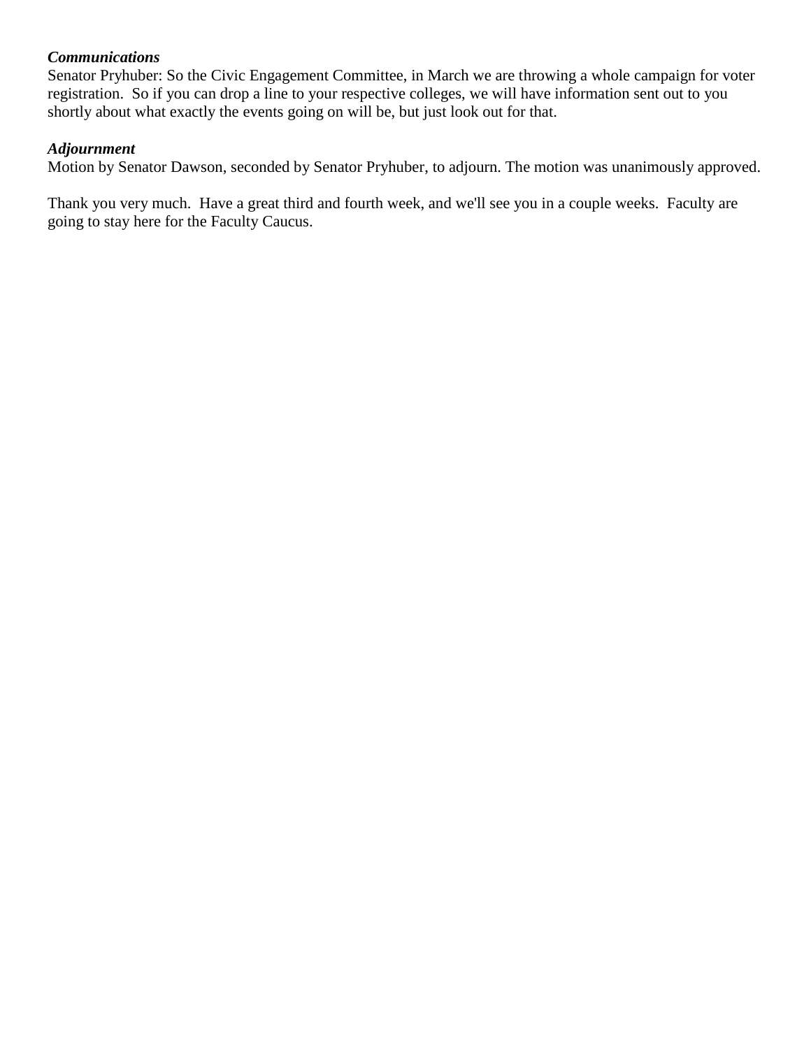***Communications***

Senator Pryhuber: So the Civic Engagement Committee, in March we are throwing a whole campaign for voter registration. So if you can drop a line to your respective colleges, we will have information sent out to you shortly about what exactly the events going on will be, but just look out for that.

***Adjournment***

Motion by Senator Dawson, seconded by Senator Pryhuber, to adjourn. The motion was unanimously approved.

Thank you very much. Have a great third and fourth week, and we'll see you in a couple weeks. Faculty are going to stay here for the Faculty Caucus.